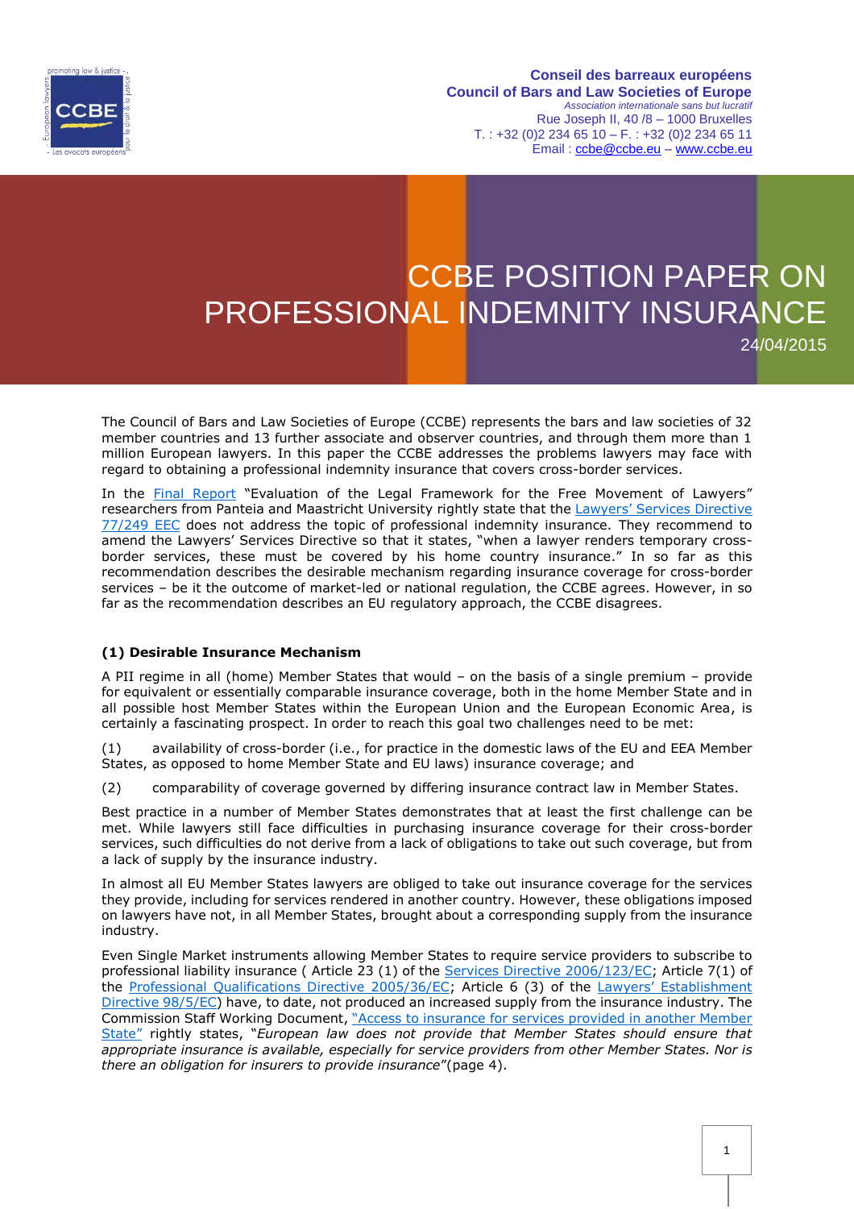Conseil des barreaux européens
Council of Bars and Law Societies of Europe
*Association internationale sans but lucratif*
Rue Joseph II, 40 /8 – 1000 Bruxelles
T. : +32 (0)2 234 65 10 – F. : +32 (0)2 234 65 11
Email : ccbe@ccbe.eu – www.ccbe.eu

# CCBE POSITION PAPER ON PROFESSIONAL INDEMNITY INSURANCE

24/04/2015

The Council of Bars and Law Societies of Europe (CCBE) represents the bars and law societies of 32 member countries and 13 further associate and observer countries, and through them more than 1 million European lawyers. In this paper the CCBE addresses the problems lawyers may face with regard to obtaining a professional indemnity insurance that covers cross-border services.

In the Final Report "Evaluation of the Legal Framework for the Free Movement of Lawyers" researchers from Panteia and Maastricht University rightly state that the Lawyers' Services Directive 77/249 EEC does not address the topic of professional indemnity insurance. They recommend to amend the Lawyers' Services Directive so that it states, "when a lawyer renders temporary cross-border services, these must be covered by his home country insurance." In so far as this recommendation describes the desirable mechanism regarding insurance coverage for cross-border services – be it the outcome of market-led or national regulation, the CCBE agrees. However, in so far as the recommendation describes an EU regulatory approach, the CCBE disagrees.

### (1) Desirable Insurance Mechanism

A PII regime in all (home) Member States that would – on the basis of a single premium – provide for equivalent or essentially comparable insurance coverage, both in the home Member State and in all possible host Member States within the European Union and the European Economic Area, is certainly a fascinating prospect. In order to reach this goal two challenges need to be met:

(1) availability of cross-border (i.e., for practice in the domestic laws of the EU and EEA Member States, as opposed to home Member State and EU laws) insurance coverage; and

(2) comparability of coverage governed by differing insurance contract law in Member States.

Best practice in a number of Member States demonstrates that at least the first challenge can be met. While lawyers still face difficulties in purchasing insurance coverage for their cross-border services, such difficulties do not derive from a lack of obligations to take out such coverage, but from a lack of supply by the insurance industry.

In almost all EU Member States lawyers are obliged to take out insurance coverage for the services they provide, including for services rendered in another country. However, these obligations imposed on lawyers have not, in all Member States, brought about a corresponding supply from the insurance industry.

Even Single Market instruments allowing Member States to require service providers to subscribe to professional liability insurance ( Article 23 (1) of the Services Directive 2006/123/EC; Article 7(1) of the Professional Qualifications Directive 2005/36/EC; Article 6 (3) of the Lawyers' Establishment Directive 98/5/EC) have, to date, not produced an increased supply from the insurance industry. The Commission Staff Working Document, "Access to insurance for services provided in another Member State" rightly states, "*European law does not provide that Member States should ensure that appropriate insurance is available, especially for service providers from other Member States. Nor is there an obligation for insurers to provide insurance*"(page 4).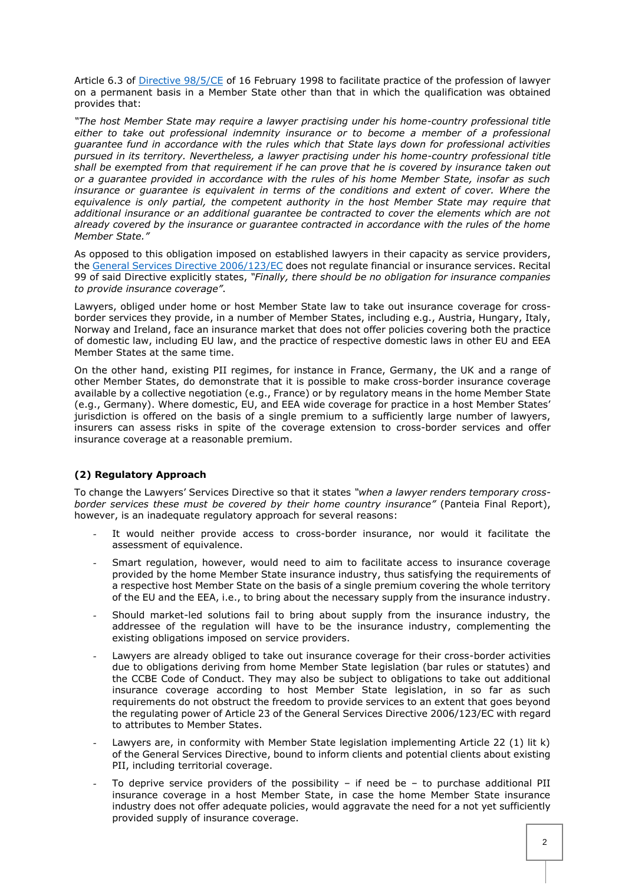Article 6.3 of [Directive 98/5/CE](Directive 98/5/CE) of 16 February 1998 to facilitate practice of the profession of lawyer on a permanent basis in a Member State other than that in which the qualification was obtained provides that:

*"The host Member State may require a lawyer practising under his home-country professional title either to take out professional indemnity insurance or to become a member of a professional guarantee fund in accordance with the rules which that State lays down for professional activities pursued in its territory. Nevertheless, a lawyer practising under his home-country professional title shall be exempted from that requirement if he can prove that he is covered by insurance taken out or a guarantee provided in accordance with the rules of his home Member State, insofar as such insurance or guarantee is equivalent in terms of the conditions and extent of cover. Where the equivalence is only partial, the competent authority in the host Member State may require that additional insurance or an additional guarantee be contracted to cover the elements which are not already covered by the insurance or guarantee contracted in accordance with the rules of the home Member State."*

As opposed to this obligation imposed on established lawyers in their capacity as service providers, the General Services Directive 2006/123/EC does not regulate financial or insurance services. Recital 99 of said Directive explicitly states, *"Finally, there should be no obligation for insurance companies to provide insurance coverage"*.

Lawyers, obliged under home or host Member State law to take out insurance coverage for cross-border services they provide, in a number of Member States, including e.g., Austria, Hungary, Italy, Norway and Ireland, face an insurance market that does not offer policies covering both the practice of domestic law, including EU law, and the practice of respective domestic laws in other EU and EEA Member States at the same time.

On the other hand, existing PII regimes, for instance in France, Germany, the UK and a range of other Member States, do demonstrate that it is possible to make cross-border insurance coverage available by a collective negotiation (e.g., France) or by regulatory means in the home Member State (e.g., Germany). Where domestic, EU, and EEA wide coverage for practice in a host Member States' jurisdiction is offered on the basis of a single premium to a sufficiently large number of lawyers, insurers can assess risks in spite of the coverage extension to cross-border services and offer insurance coverage at a reasonable premium.

### (2) Regulatory Approach

To change the Lawyers' Services Directive so that it states *"when a lawyer renders temporary cross-border services these must be covered by their home country insurance"* (Panteia Final Report), however, is an inadequate regulatory approach for several reasons:

- It would neither provide access to cross-border insurance, nor would it facilitate the assessment of equivalence.
- Smart regulation, however, would need to aim to facilitate access to insurance coverage provided by the home Member State insurance industry, thus satisfying the requirements of a respective host Member State on the basis of a single premium covering the whole territory of the EU and the EEA, i.e., to bring about the necessary supply from the insurance industry.
- Should market-led solutions fail to bring about supply from the insurance industry, the addressee of the regulation will have to be the insurance industry, complementing the existing obligations imposed on service providers.
- Lawyers are already obliged to take out insurance coverage for their cross-border activities due to obligations deriving from home Member State legislation (bar rules or statutes) and the CCBE Code of Conduct. They may also be subject to obligations to take out additional insurance coverage according to host Member State legislation, in so far as such requirements do not obstruct the freedom to provide services to an extent that goes beyond the regulating power of Article 23 of the General Services Directive 2006/123/EC with regard to attributes to Member States.
- Lawyers are, in conformity with Member State legislation implementing Article 22 (1) lit k) of the General Services Directive, bound to inform clients and potential clients about existing PII, including territorial coverage.
- To deprive service providers of the possibility – if need be – to purchase additional PII insurance coverage in a host Member State, in case the home Member State insurance industry does not offer adequate policies, would aggravate the need for a not yet sufficiently provided supply of insurance coverage.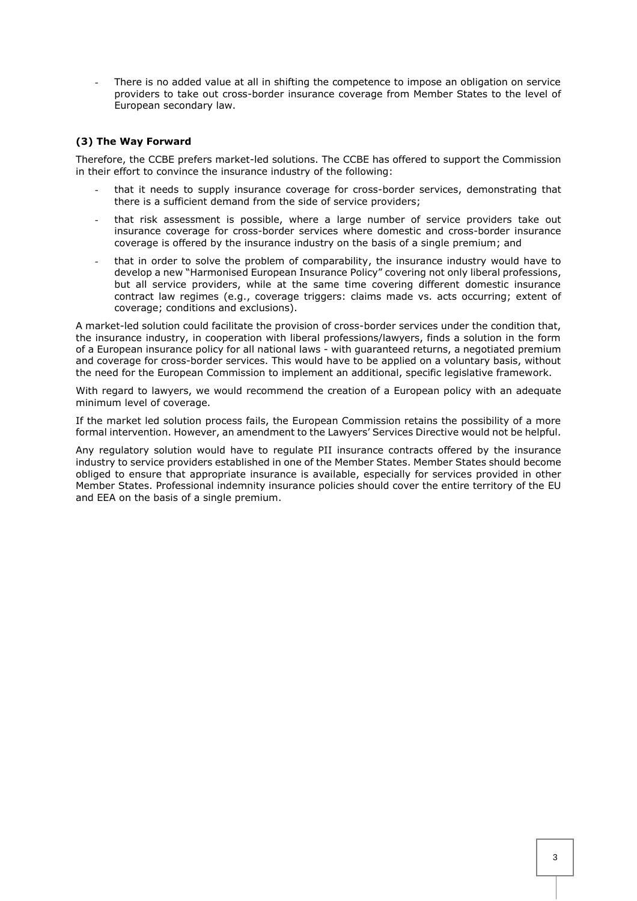- There is no added value at all in shifting the competence to impose an obligation on service providers to take out cross-border insurance coverage from Member States to the level of European secondary law.

### (3) The Way Forward

Therefore, the CCBE prefers market-led solutions. The CCBE has offered to support the Commission in their effort to convince the insurance industry of the following:

- that it needs to supply insurance coverage for cross-border services, demonstrating that there is a sufficient demand from the side of service providers;
- that risk assessment is possible, where a large number of service providers take out insurance coverage for cross-border services where domestic and cross-border insurance coverage is offered by the insurance industry on the basis of a single premium; and
- that in order to solve the problem of comparability, the insurance industry would have to develop a new "Harmonised European Insurance Policy" covering not only liberal professions, but all service providers, while at the same time covering different domestic insurance contract law regimes (e.g., coverage triggers: claims made vs. acts occurring; extent of coverage; conditions and exclusions).

A market-led solution could facilitate the provision of cross-border services under the condition that, the insurance industry, in cooperation with liberal professions/lawyers, finds a solution in the form of a European insurance policy for all national laws - with guaranteed returns, a negotiated premium and coverage for cross-border services. This would have to be applied on a voluntary basis, without the need for the European Commission to implement an additional, specific legislative framework.

With regard to lawyers, we would recommend the creation of a European policy with an adequate minimum level of coverage.

If the market led solution process fails, the European Commission retains the possibility of a more formal intervention. However, an amendment to the Lawyers' Services Directive would not be helpful.

Any regulatory solution would have to regulate PII insurance contracts offered by the insurance industry to service providers established in one of the Member States. Member States should become obliged to ensure that appropriate insurance is available, especially for services provided in other Member States. Professional indemnity insurance policies should cover the entire territory of the EU and EEA on the basis of a single premium.